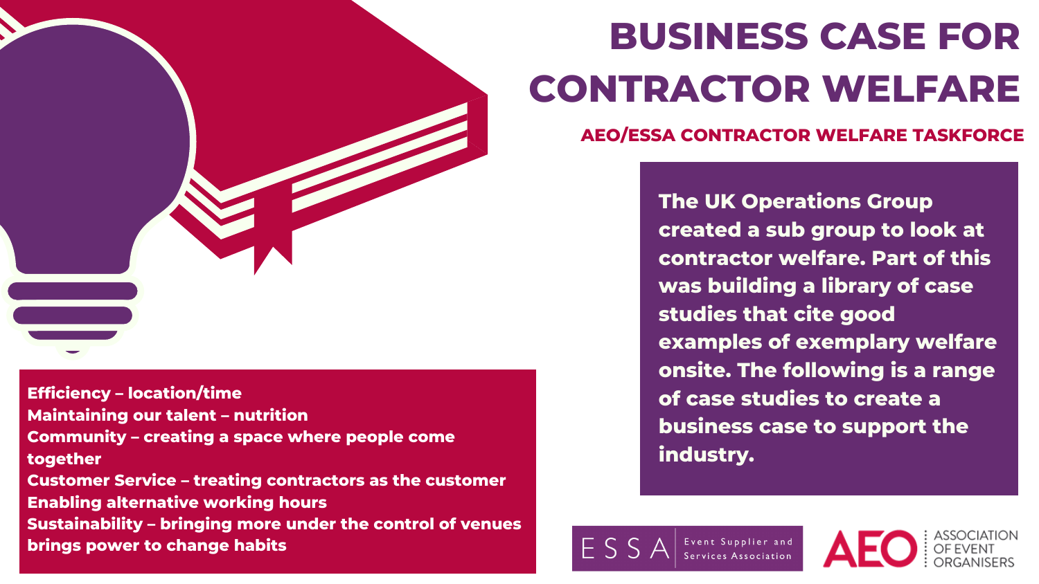# BUSINESS CASE FOR CONTRACTOR WELFARE

## AEO/ESSA CONTRACTOR WELFARE TASKFORCE

**The UK Operations Group created a sub group to look at contractor welfare. Part of this was building a library of case studies that cite good examples of exemplary welfare onsite. The following is a range of case studies to create a business case to support the industry.**

**Efficiency – location/time**
**Maintaining our talent – nutrition**
**Community – creating a space where people come together**
**Customer Service – treating contractors as the customer**
**Enabling alternative working hours**
**Sustainability – bringing more under the control of venues brings power to change habits**

ESSA Event Supplier and Services Association

AEO ASSOCIATION OF EVENT ORGANISERS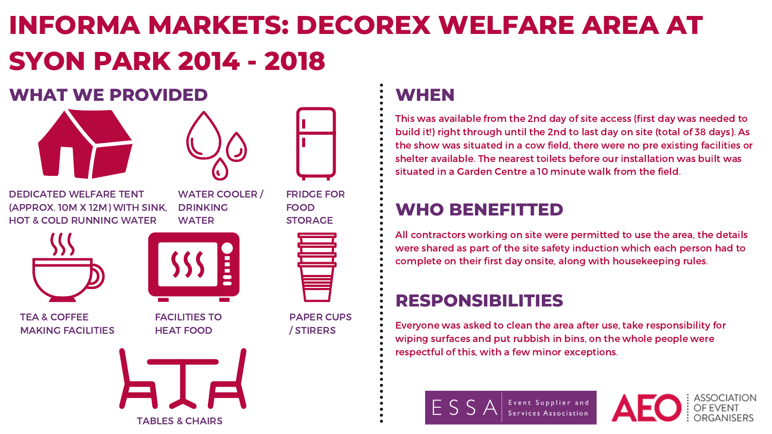# INFORMA MARKETS: DECOREX WELFARE AREA AT SYON PARK 2014 - 2018

## WHAT WE PROVIDED

- DEDICATED WELFARE TENT (APPROX. 10M X 12M) WITH SINK, HOT & COLD RUNNING WATER
- WATER COOLER / DRINKING WATER
- FRIDGE FOR FOOD STORAGE
- TEA & COFFEE MAKING FACILITIES
- FACILITIES TO HEAT FOOD
- PAPER CUPS / STIRERS
- TABLES & CHAIRS

## WHEN

This was available from the 2nd day of site access (first day was needed to build it!) right through until the 2nd to last day on site (total of 38 days). As the show was situated in a cow field, there were no pre existing facilities or shelter available. The nearest toilets before our installation was built was situated in a Garden Centre a 10 minute walk from the field.

## WHO BENEFITTED

All contractors working on site were permitted to use the area, the details were shared as part of the site safety induction which each person had to complete on their first day onsite, along with housekeeping rules.

## RESPONSIBILITIES

Everyone was asked to clean the area after use, take responsibility for wiping surfaces and put rubbish in bins, on the whole people were respectful of this, with a few minor exceptions.

ESSA Event Supplier and Services Association

AEO ASSOCIATION OF EVENT ORGANISERS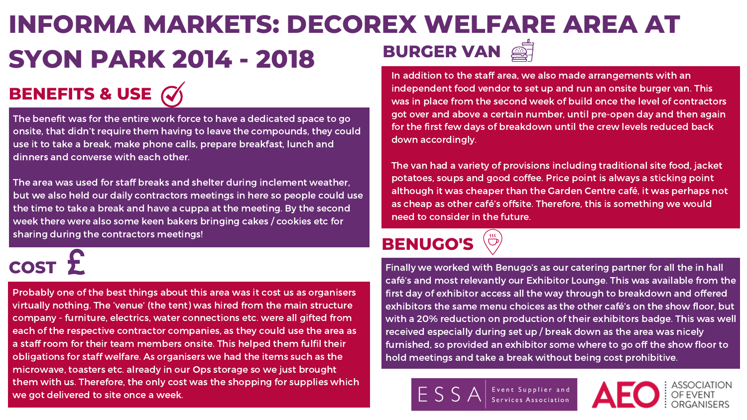# INFORMA MARKETS: DECOREX WELFARE AREA AT SYON PARK 2014 - 2018

## BENEFITS & USE

The benefit was for the entire work force to have a dedicated space to go onsite, that didn't require them having to leave the compounds, they could use it to take a break, make phone calls, prepare breakfast, lunch and dinners and converse with each other.

The area was used for staff breaks and shelter during inclement weather, but we also held our daily contractors meetings in here so people could use the time to take a break and have a cuppa at the meeting. By the second week there were also some keen bakers bringing cakes / cookies etc for sharing during the contractors meetings!

## COST £

Probably one of the best things about this area was it cost us as organisers virtually nothing. The 'venue' (the tent) was hired from the main structure company - furniture, electrics, water connections etc. were all gifted from each of the respective contractor companies, as they could use the area as a staff room for their team members onsite. This helped them fulfil their obligations for staff welfare. As organisers we had the items such as the microwave, toasters etc. already in our Ops storage so we just brought them with us. Therefore, the only cost was the shopping for supplies which we got delivered to site once a week.

## BURGER VAN

In addition to the staff area, we also made arrangements with an independent food vendor to set up and run an onsite burger van. This was in place from the second week of build once the level of contractors got over and above a certain number, until pre-open day and then again for the first few days of breakdown until the crew levels reduced back down accordingly.

The van had a variety of provisions including traditional site food, jacket potatoes, soups and good coffee. Price point is always a sticking point although it was cheaper than the Garden Centre café, it was perhaps not as cheap as other café's offsite. Therefore, this is something we would need to consider in the future.

## BENUGO'S

Finally we worked with Benugo's as our catering partner for all the in hall café's and most relevantly our Exhibitor Lounge. This was available from the first day of exhibitor access all the way through to breakdown and offered exhibitors the same menu choices as the other café's on the show floor, but with a 20% reduction on production of their exhibitors badge. This was well received especially during set up / break down as the area was nicely furnished, so provided an exhibitor some where to go off the show floor to hold meetings and take a break without being cost prohibitive.

ESSA Event Supplier and Services Association

AEO Association of Event Organisers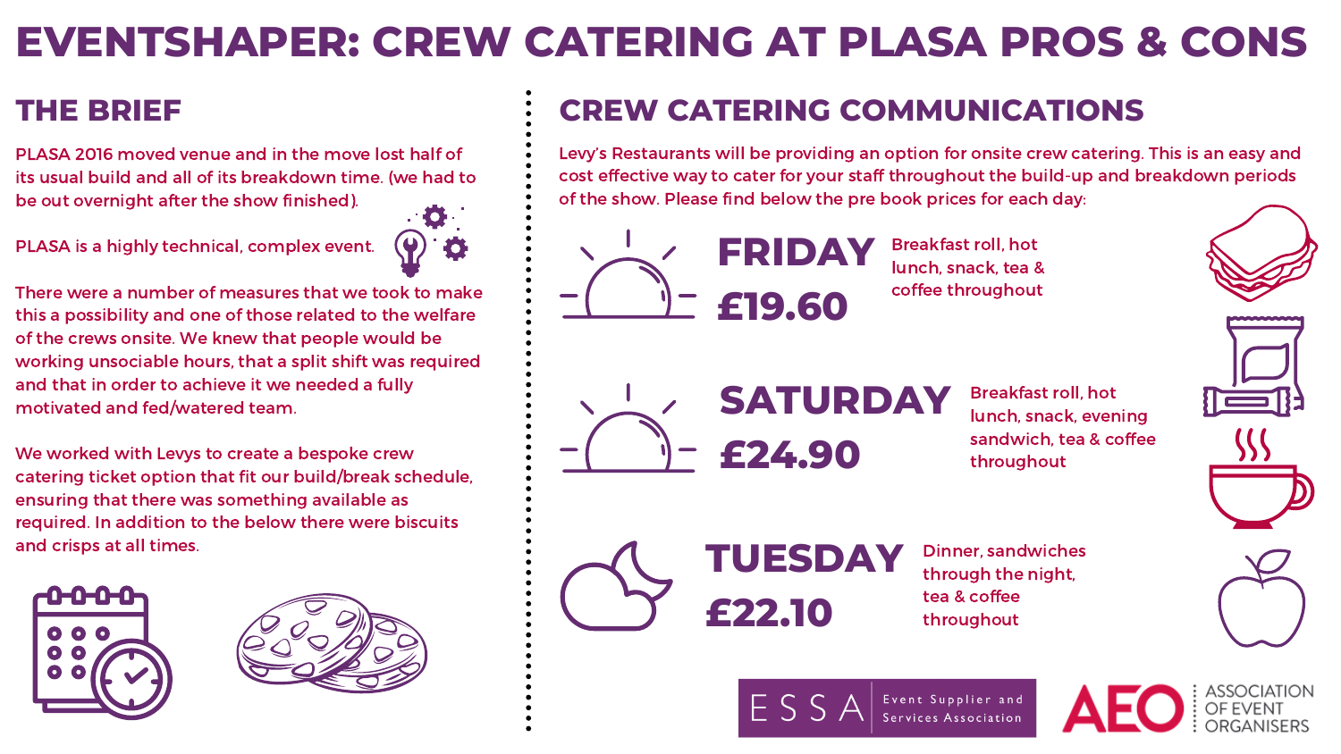# EVENTSHAPER: CREW CATERING AT PLASA PROS & CONS

## THE BRIEF

PLASA 2016 moved venue and in the move lost half of its usual build and all of its breakdown time. (we had to be out overnight after the show finished).

PLASA is a highly technical, complex event.

There were a number of measures that we took to make this a possibility and one of those related to the welfare of the crews onsite. We knew that people would be working unsociable hours, that a split shift was required and that in order to achieve it we needed a fully motivated and fed/watered team.

We worked with Levys to create a bespoke crew catering ticket option that fit our build/break schedule, ensuring that there was something available as required. In addition to the below there were biscuits and crisps at all times.

## CREW CATERING COMMUNICATIONS

Levy's Restaurants will be providing an option for onsite crew catering. This is an easy and cost effective way to cater for your staff throughout the build-up and breakdown periods of the show. Please find below the pre book prices for each day:

**FRIDAY £19.60**
Breakfast roll, hot lunch, snack, tea & coffee throughout

**SATURDAY £24.90**
Breakfast roll, hot lunch, snack, evening sandwich, tea & coffee throughout

**TUESDAY £22.10**
Dinner, sandwiches through the night, tea & coffee throughout

ESSA Event Supplier and Services Association

AEO ASSOCIATION OF EVENT ORGANISERS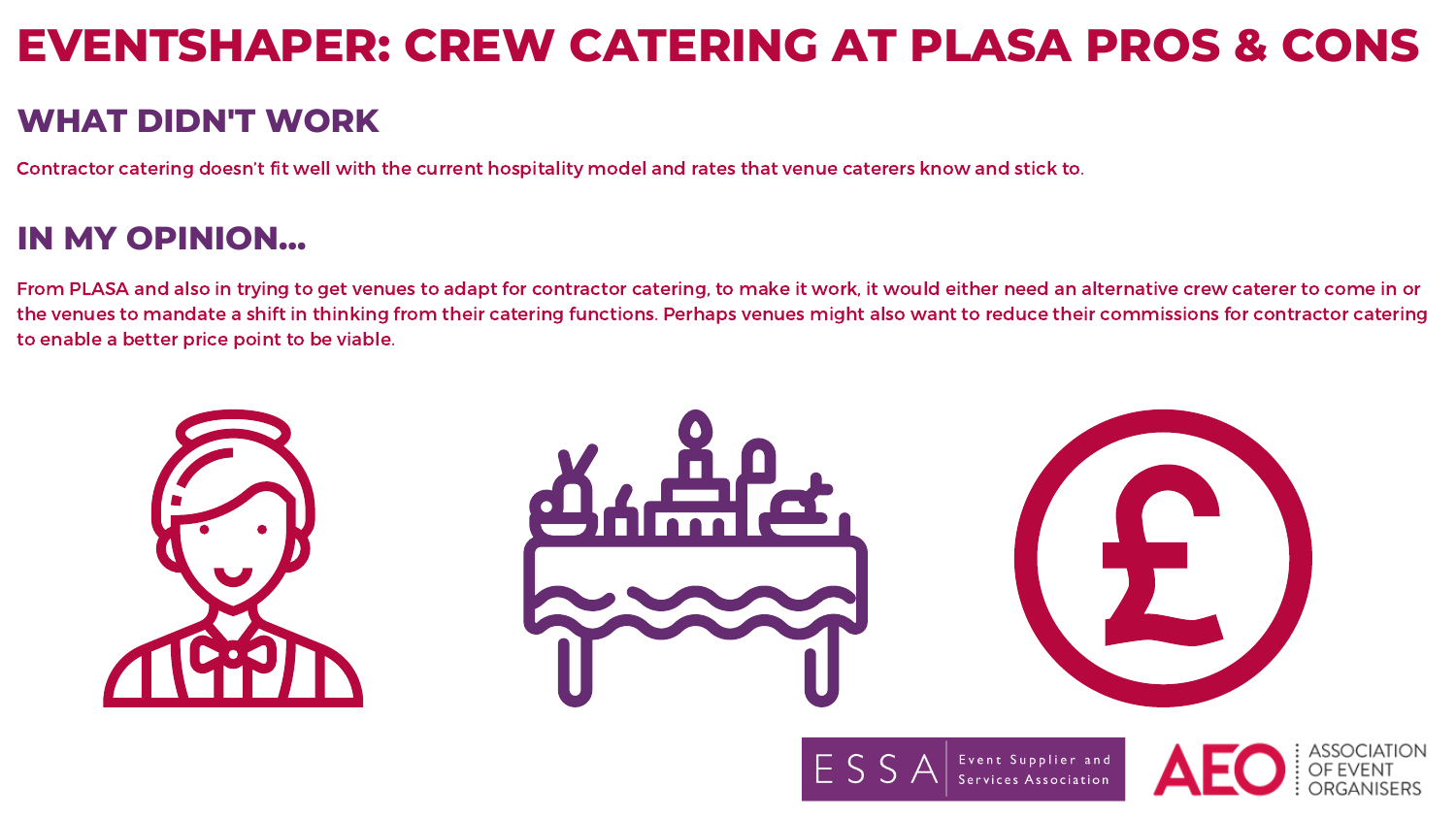# EVENTSHAPER: CREW CATERING AT PLASA PROS & CONS

## WHAT DIDN'T WORK

Contractor catering doesn't fit well with the current hospitality model and rates that venue caterers know and stick to.

## IN MY OPINION...

From PLASA and also in trying to get venues to adapt for contractor catering, to make it work, it would either need an alternative crew caterer to come in or the venues to mandate a shift in thinking from their catering functions. Perhaps venues might also want to reduce their commissions for contractor catering to enable a better price point to be viable.

ESSA Event Supplier and Services Association

AEO ASSOCIATION OF EVENT ORGANISERS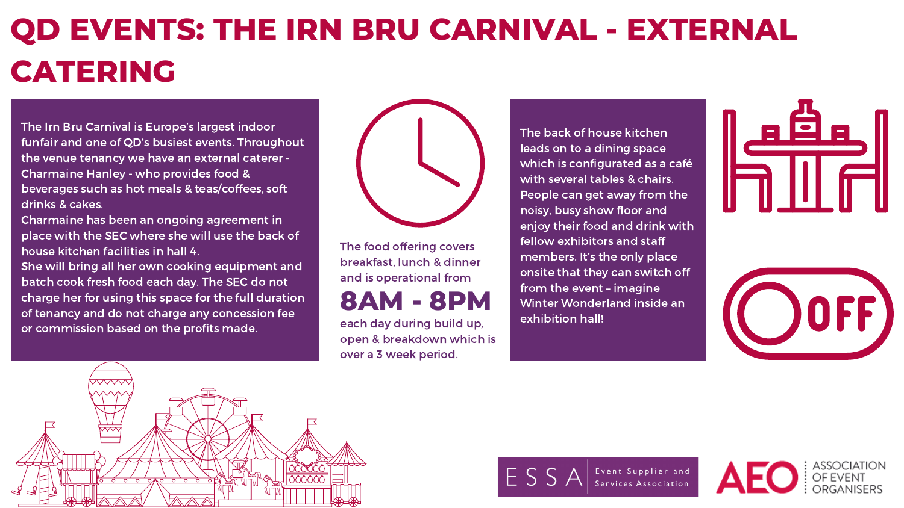# QD EVENTS: THE IRN BRU CARNIVAL - EXTERNAL CATERING

The Irn Bru Carnival is Europe's largest indoor funfair and one of QD's busiest events. Throughout the venue tenancy we have an external caterer - Charmaine Hanley - who provides food & beverages such as hot meals & teas/coffees, soft drinks & cakes.
Charmaine has been an ongoing agreement in place with the SEC where she will use the back of house kitchen facilities in hall 4.
She will bring all her own cooking equipment and batch cook fresh food each day. The SEC do not charge her for using this space for the full duration of tenancy and do not charge any concession fee or commission based on the profits made.

The food offering covers breakfast, lunch & dinner and is operational from

**8AM - 8PM**

each day during build up, open & breakdown which is over a 3 week period.

The back of house kitchen leads on to a dining space which is configurated as a café with several tables & chairs. People can get away from the noisy, busy show floor and enjoy their food and drink with fellow exhibitors and staff members. It's the only place onsite that they can switch off from the event – imagine Winter Wonderland inside an exhibition hall!

OFF

ESSA Event Supplier and Services Association

AEO ASSOCIATION OF EVENT ORGANISERS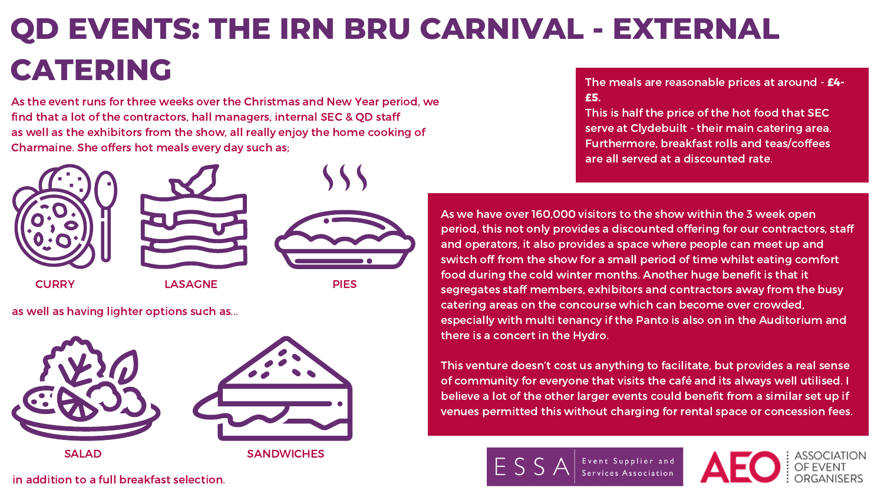# QD EVENTS: THE IRN BRU CARNIVAL - EXTERNAL CATERING

As the event runs for three weeks over the Christmas and New Year period, we find that a lot of the contractors, hall managers, internal SEC & QD staff as well as the exhibitors from the show, all really enjoy the home cooking of Charmaine. She offers hot meals every day such as;

CURRY

LASAGNE

PIES

as well as having lighter options such as...

SALAD

SANDWICHES

in addition to a full breakfast selection.

The meals are reasonable prices at around - **£4-£5.**
This is half the price of the hot food that SEC serve at Clydebuilt - their main catering area. Furthermore, breakfast rolls and teas/coffees are all served at a discounted rate.

As we have over 160,000 visitors to the show within the 3 week open period, this not only provides a discounted offering for our contractors, staff and operators, it also provides a space where people can meet up and switch off from the show for a small period of time whilst eating comfort food during the cold winter months. Another huge benefit is that it segregates staff members, exhibitors and contractors away from the busy catering areas on the concourse which can become over crowded, especially with multi tenancy if the Panto is also on in the Auditorium and there is a concert in the Hydro.

This venture doesn't cost us anything to facilitate, but provides a real sense of community for everyone that visits the café and its always well utilised. I believe a lot of the other larger events could benefit from a similar set up if venues permitted this without charging for rental space or concession fees.

ESSA Event Supplier and Services Association

AEO Association of Event Organisers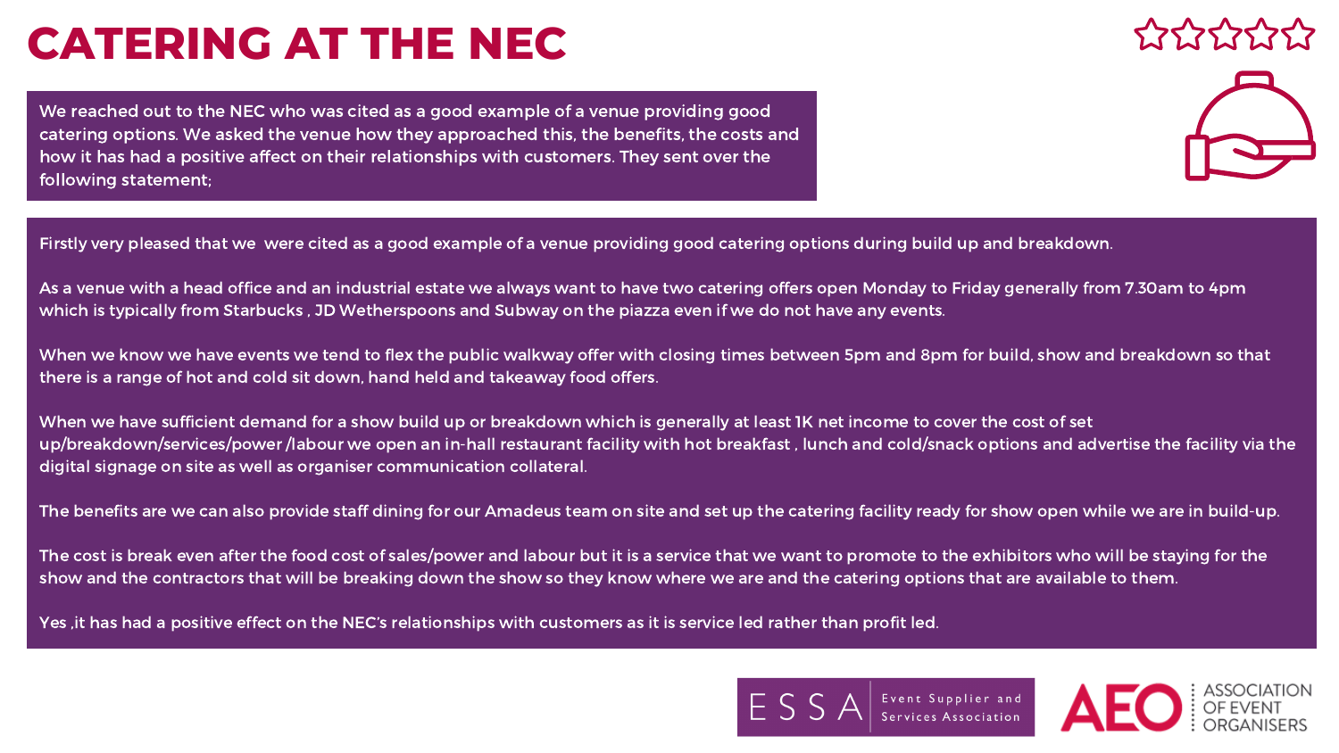# CATERING AT THE NEC

We reached out to the NEC who was cited as a good example of a venue providing good catering options. We asked the venue how they approached this, the benefits, the costs and how it has had a positive affect on their relationships with customers. They sent over the following statement;

Firstly very pleased that we  were cited as a good example of a venue providing good catering options during build up and breakdown.

As a venue with a head office and an industrial estate we always want to have two catering offers open Monday to Friday generally from 7.30am to 4pm which is typically from Starbucks , JD Wetherspoons and Subway on the piazza even if we do not have any events.

When we know we have events we tend to flex the public walkway offer with closing times between 5pm and 8pm for build, show and breakdown so that there is a range of hot and cold sit down, hand held and takeaway food offers.

When we have sufficient demand for a show build up or breakdown which is generally at least 1K net income to cover the cost of set up/breakdown/services/power /labour we open an in-hall restaurant facility with hot breakfast , lunch and cold/snack options and advertise the facility via the digital signage on site as well as organiser communication collateral.

The benefits are we can also provide staff dining for our Amadeus team on site and set up the catering facility ready for show open while we are in build-up.

The cost is break even after the food cost of sales/power and labour but it is a service that we want to promote to the exhibitors who will be staying for the show and the contractors that will be breaking down the show so they know where we are and the catering options that are available to them.

Yes ,it has had a positive effect on the NEC's relationships with customers as it is service led rather than profit led.

ESSA Event Supplier and Services Association

AEO ASSOCIATION OF EVENT ORGANISERS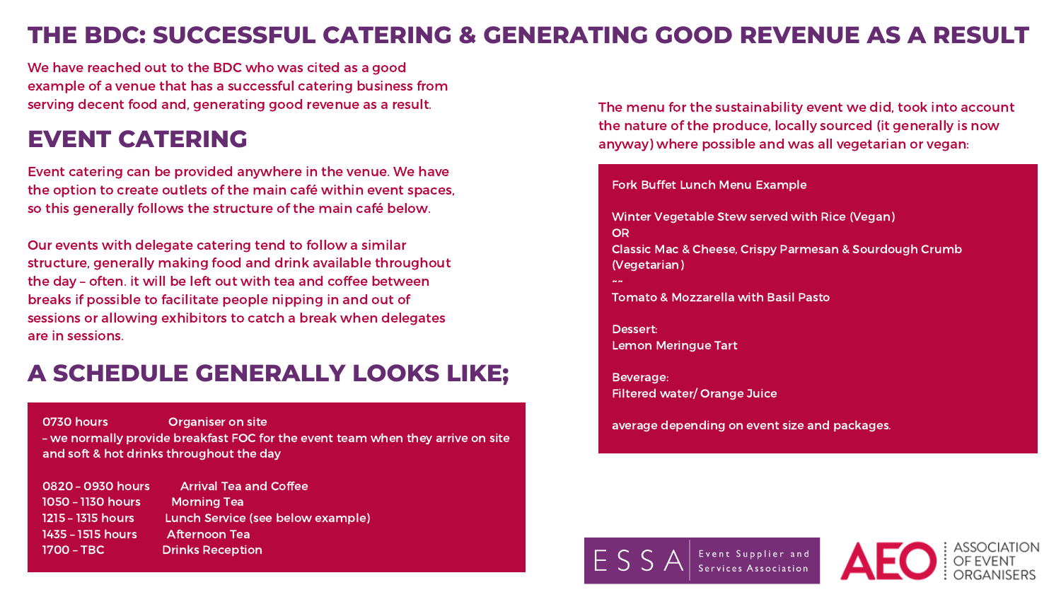# THE BDC: SUCCESSFUL CATERING & GENERATING GOOD REVENUE AS A RESULT

We have reached out to the BDC who was cited as a good example of a venue that has a successful catering business from serving decent food and, generating good revenue as a result.

## EVENT CATERING

Event catering can be provided anywhere in the venue. We have the option to create outlets of the main café within event spaces, so this generally follows the structure of the main café below.

Our events with delegate catering tend to follow a similar structure, generally making food and drink available throughout the day – often. it will be left out with tea and coffee between breaks if possible to facilitate people nipping in and out of sessions or allowing exhibitors to catch a break when delegates are in sessions.

## A SCHEDULE GENERALLY LOOKS LIKE;

0730 hours Organiser on site
– we normally provide breakfast FOC for the event team when they arrive on site and soft & hot drinks throughout the day

0820 – 0930 hours Arrival Tea and Coffee
1050 – 1130 hours Morning Tea
1215 – 1315 hours Lunch Service (see below example)
1435 – 1515 hours Afternoon Tea
1700 – TBC Drinks Reception

The menu for the sustainability event we did, took into account the nature of the produce, locally sourced (it generally is now anyway) where possible and was all vegetarian or vegan:

Fork Buffet Lunch Menu Example

Winter Vegetable Stew served with Rice (Vegan)
OR
Classic Mac & Cheese, Crispy Parmesan & Sourdough Crumb (Vegetarian)
~~
Tomato & Mozzarella with Basil Pasto

Dessert:
Lemon Meringue Tart

Beverage:
Filtered water/ Orange Juice

average depending on event size and packages.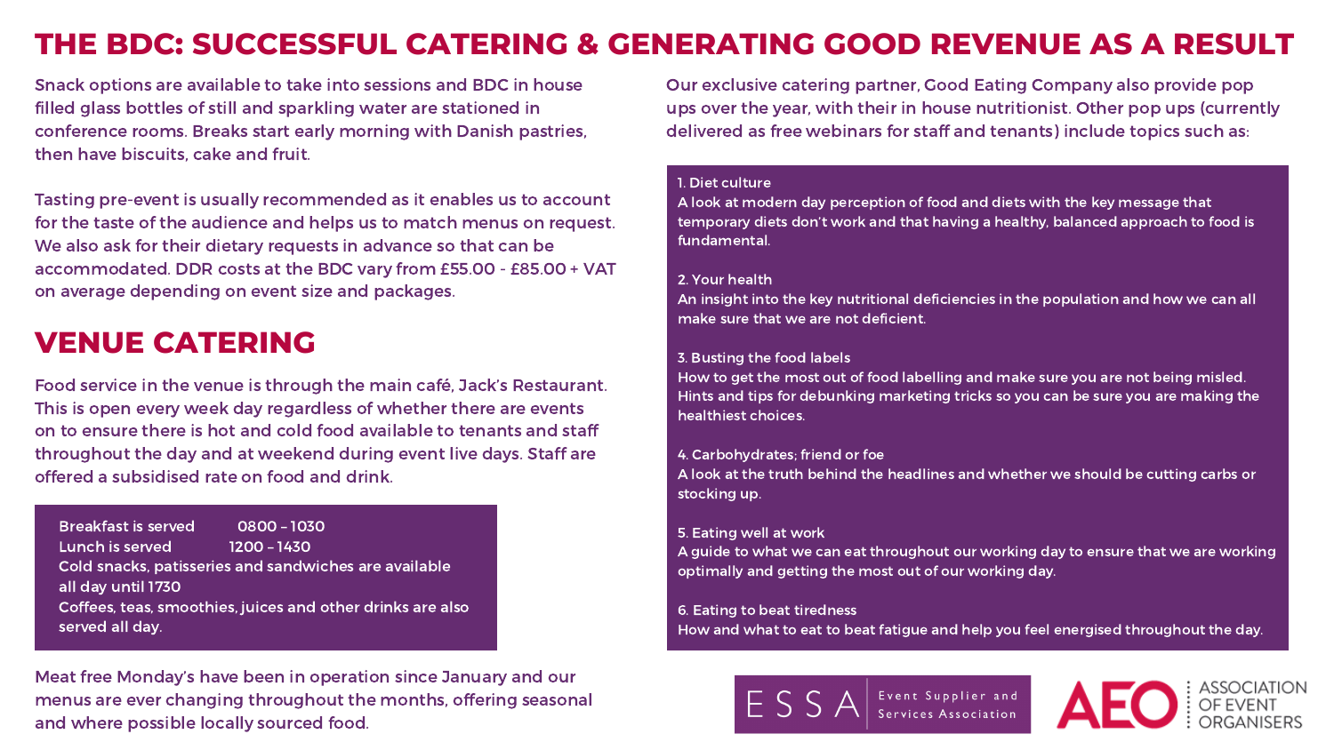# THE BDC: SUCCESSFUL CATERING & GENERATING GOOD REVENUE AS A RESULT

Snack options are available to take into sessions and BDC in house filled glass bottles of still and sparkling water are stationed in conference rooms. Breaks start early morning with Danish pastries, then have biscuits, cake and fruit.

Tasting pre-event is usually recommended as it enables us to account for the taste of the audience and helps us to match menus on request. We also ask for their dietary requests in advance so that can be accommodated. DDR costs at the BDC vary from £55.00 - £85.00 + VAT on average depending on event size and packages.

## VENUE CATERING

Food service in the venue is through the main café, Jack's Restaurant. This is open every week day regardless of whether there are events on to ensure there is hot and cold food available to tenants and staff throughout the day and at weekend during event live days. Staff are offered a subsidised rate on food and drink.

Breakfast is served 0800 – 1030
Lunch is served 1200 – 1430
Cold snacks, patisseries and sandwiches are available all day until 1730
Coffees, teas, smoothies, juices and other drinks are also served all day.

Meat free Monday's have been in operation since January and our menus are ever changing throughout the months, offering seasonal and where possible locally sourced food.

Our exclusive catering partner, Good Eating Company also provide pop ups over the year, with their in house nutritionist. Other pop ups (currently delivered as free webinars for staff and tenants) include topics such as:

1. Diet culture
A look at modern day perception of food and diets with the key message that temporary diets don't work and that having a healthy, balanced approach to food is fundamental.

2. Your health
An insight into the key nutritional deficiencies in the population and how we can all make sure that we are not deficient.

3. Busting the food labels
How to get the most out of food labelling and make sure you are not being misled. Hints and tips for debunking marketing tricks so you can be sure you are making the healthiest choices.

4. Carbohydrates; friend or foe
A look at the truth behind the headlines and whether we should be cutting carbs or stocking up.

5. Eating well at work
A guide to what we can eat throughout our working day to ensure that we are working optimally and getting the most out of our working day.

6. Eating to beat tiredness
How and what to eat to beat fatigue and help you feel energised throughout the day.

ESSA Event Supplier and Services Association

AEO Association of Event Organisers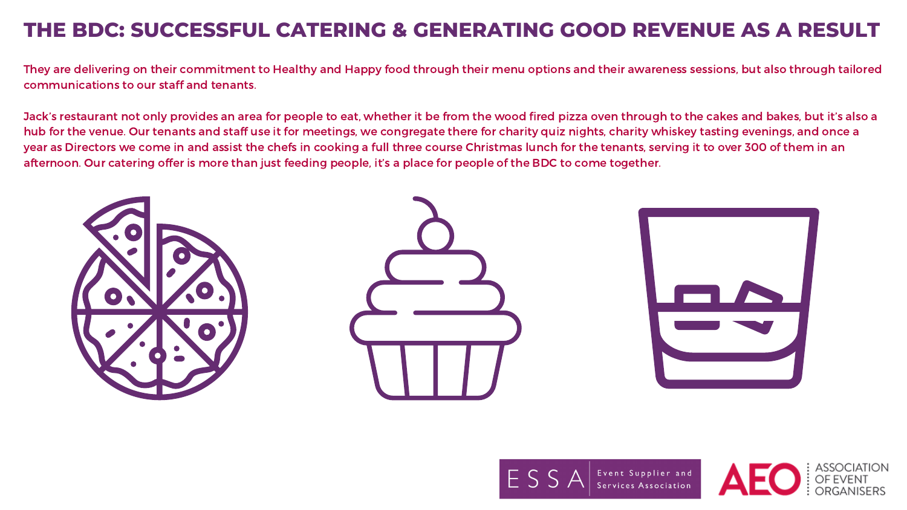# THE BDC: SUCCESSFUL CATERING & GENERATING GOOD REVENUE AS A RESULT

They are delivering on their commitment to Healthy and Happy food through their menu options and their awareness sessions, but also through tailored communications to our staff and tenants.

Jack's restaurant not only provides an area for people to eat, whether it be from the wood fired pizza oven through to the cakes and bakes, but it's also a hub for the venue. Our tenants and staff use it for meetings, we congregate there for charity quiz nights, charity whiskey tasting evenings, and once a year as Directors we come in and assist the chefs in cooking a full three course Christmas lunch for the tenants, serving it to over 300 of them in an afternoon. Our catering offer is more than just feeding people, it's a place for people of the BDC to come together.